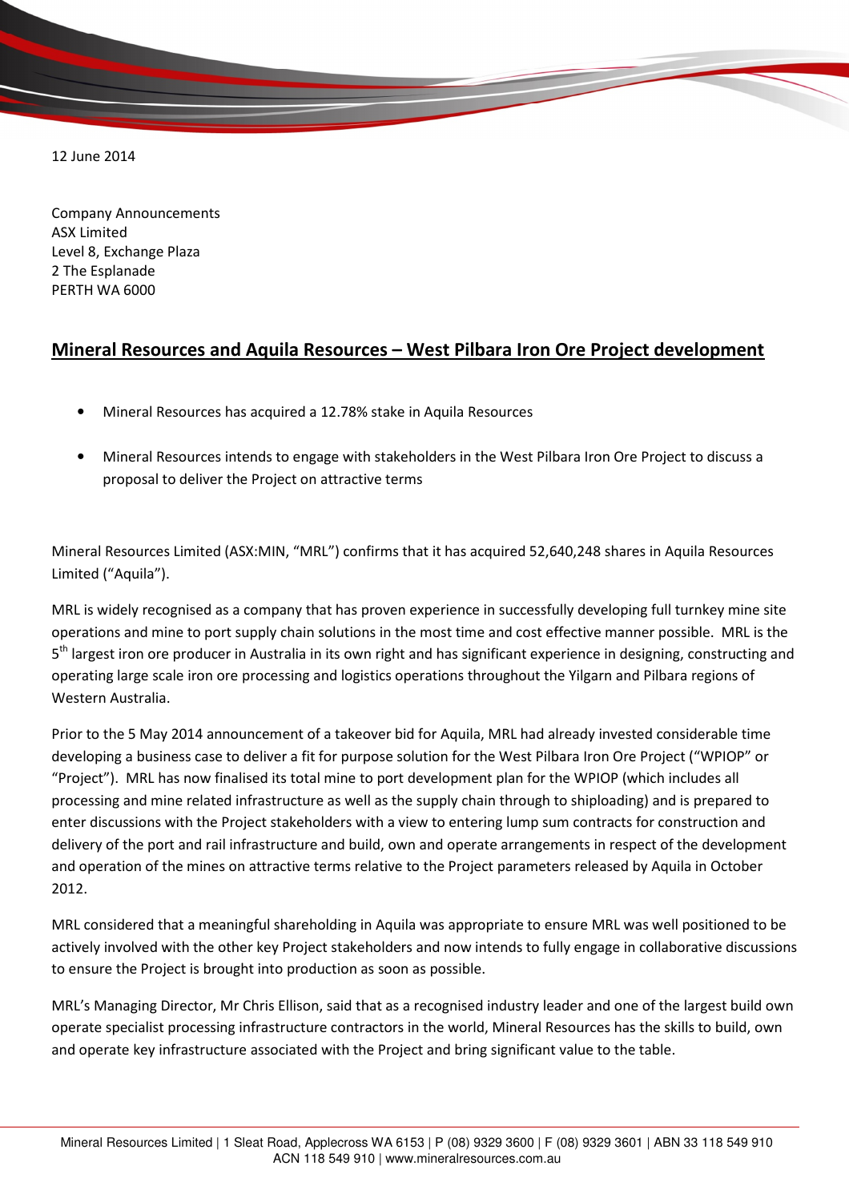12 June 2014

Company Announcements
ASX Limited
Level 8, Exchange Plaza
2 The Esplanade
PERTH WA 6000

## Mineral Resources and Aquila Resources – West Pilbara Iron Ore Project development

- Mineral Resources has acquired a 12.78% stake in Aquila Resources
- Mineral Resources intends to engage with stakeholders in the West Pilbara Iron Ore Project to discuss a proposal to deliver the Project on attractive terms

Mineral Resources Limited (ASX:MIN, "MRL") confirms that it has acquired 52,640,248 shares in Aquila Resources Limited ("Aquila").

MRL is widely recognised as a company that has proven experience in successfully developing full turnkey mine site operations and mine to port supply chain solutions in the most time and cost effective manner possible. MRL is the 5th largest iron ore producer in Australia in its own right and has significant experience in designing, constructing and operating large scale iron ore processing and logistics operations throughout the Yilgarn and Pilbara regions of Western Australia.

Prior to the 5 May 2014 announcement of a takeover bid for Aquila, MRL had already invested considerable time developing a business case to deliver a fit for purpose solution for the West Pilbara Iron Ore Project ("WPIOP" or "Project"). MRL has now finalised its total mine to port development plan for the WPIOP (which includes all processing and mine related infrastructure as well as the supply chain through to shiploading) and is prepared to enter discussions with the Project stakeholders with a view to entering lump sum contracts for construction and delivery of the port and rail infrastructure and build, own and operate arrangements in respect of the development and operation of the mines on attractive terms relative to the Project parameters released by Aquila in October 2012.

MRL considered that a meaningful shareholding in Aquila was appropriate to ensure MRL was well positioned to be actively involved with the other key Project stakeholders and now intends to fully engage in collaborative discussions to ensure the Project is brought into production as soon as possible.

MRL's Managing Director, Mr Chris Ellison, said that as a recognised industry leader and one of the largest build own operate specialist processing infrastructure contractors in the world, Mineral Resources has the skills to build, own and operate key infrastructure associated with the Project and bring significant value to the table.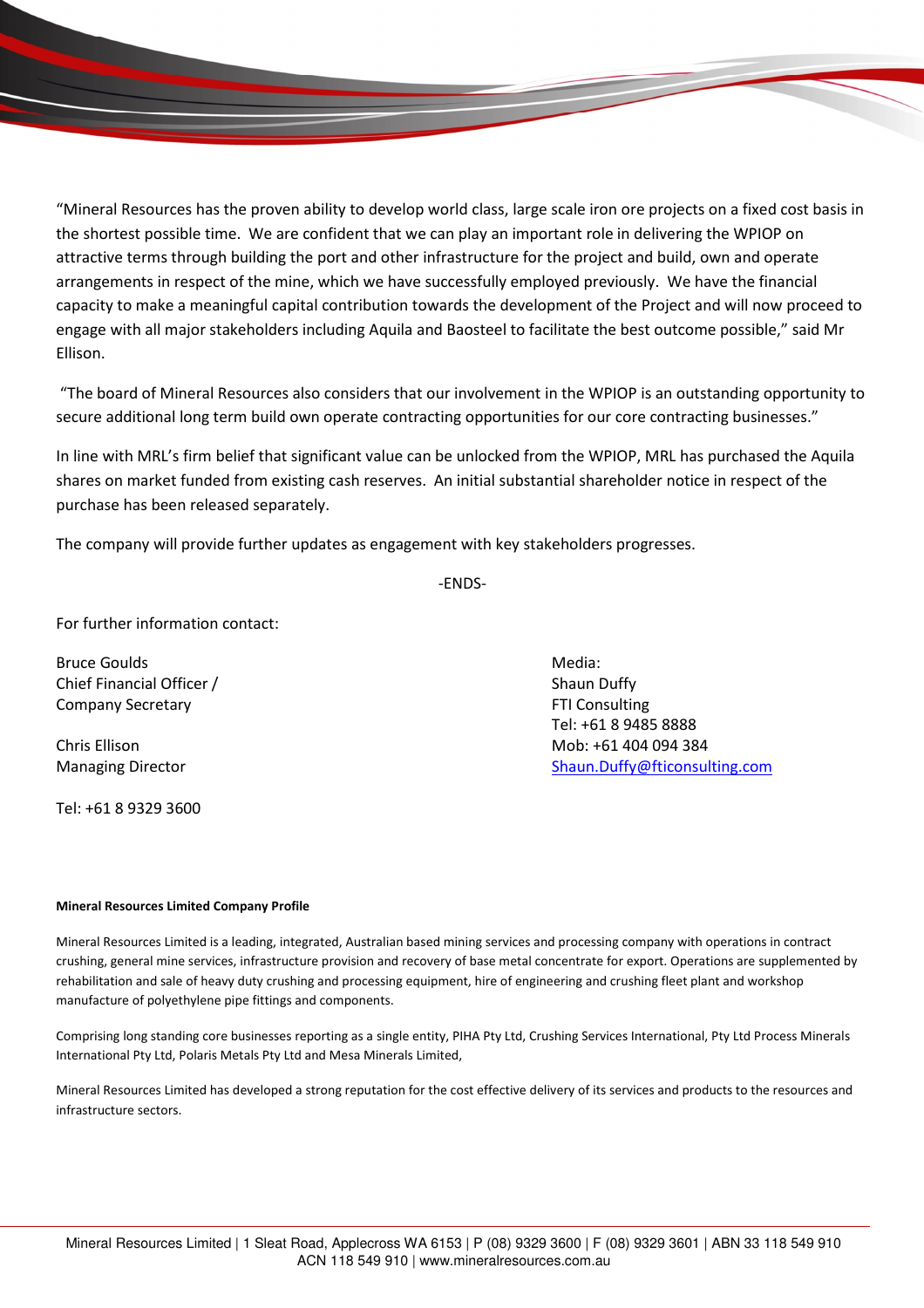"Mineral Resources has the proven ability to develop world class, large scale iron ore projects on a fixed cost basis in the shortest possible time. We are confident that we can play an important role in delivering the WPIOP on attractive terms through building the port and other infrastructure for the project and build, own and operate arrangements in respect of the mine, which we have successfully employed previously. We have the financial capacity to make a meaningful capital contribution towards the development of the Project and will now proceed to engage with all major stakeholders including Aquila and Baosteel to facilitate the best outcome possible," said Mr Ellison.

"The board of Mineral Resources also considers that our involvement in the WPIOP is an outstanding opportunity to secure additional long term build own operate contracting opportunities for our core contracting businesses."

In line with MRL's firm belief that significant value can be unlocked from the WPIOP, MRL has purchased the Aquila shares on market funded from existing cash reserves. An initial substantial shareholder notice in respect of the purchase has been released separately.

The company will provide further updates as engagement with key stakeholders progresses.

-ENDS-

For further information contact:

Bruce Goulds
Chief Financial Officer /
Company Secretary

Chris Ellison
Managing Director

Tel: +61 8 9329 3600

Media:
Shaun Duffy
FTI Consulting
Tel: +61 8 9485 8888
Mob: +61 404 094 384
Shaun.Duffy@fticonsulting.com

**Mineral Resources Limited Company Profile**

Mineral Resources Limited is a leading, integrated, Australian based mining services and processing company with operations in contract crushing, general mine services, infrastructure provision and recovery of base metal concentrate for export. Operations are supplemented by rehabilitation and sale of heavy duty crushing and processing equipment, hire of engineering and crushing fleet plant and workshop manufacture of polyethylene pipe fittings and components.

Comprising long standing core businesses reporting as a single entity, PIHA Pty Ltd, Crushing Services International, Pty Ltd Process Minerals International Pty Ltd, Polaris Metals Pty Ltd and Mesa Minerals Limited,

Mineral Resources Limited has developed a strong reputation for the cost effective delivery of its services and products to the resources and infrastructure sectors.